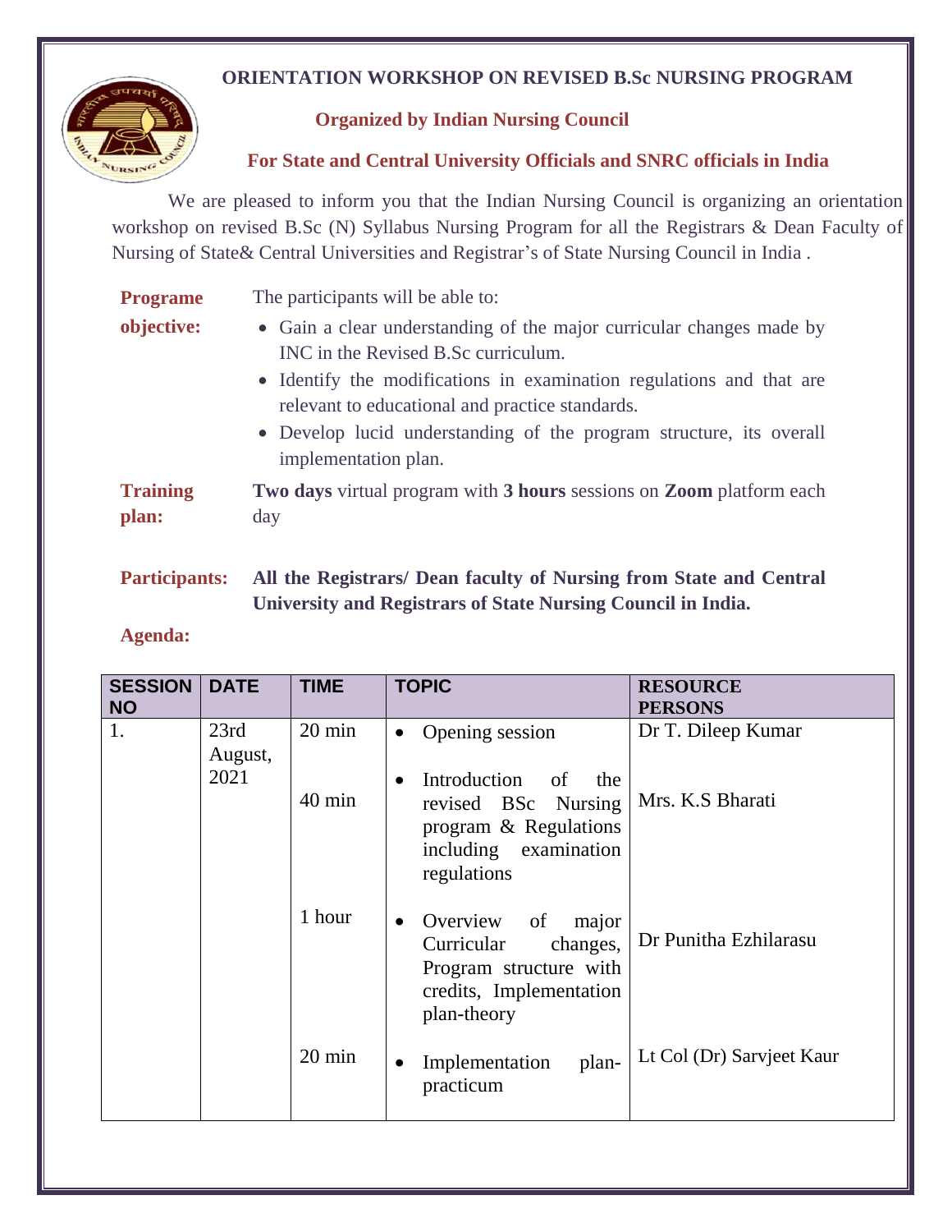# ORIENTATION WORKSHOP ON REVISED B.Sc NURSING PROGRAM

## Organized by Indian Nursing Council

## For State and Central University Officials and SNRC officials in India

We are pleased to inform you that the Indian Nursing Council is organizing an orientation workshop on revised B.Sc (N) Syllabus Nursing Program for all the Registrars & Dean Faculty of Nursing of State& Central Universities and Registrar's of State Nursing Council in India .

**Programe objective:** The participants will be able to:

- Gain a clear understanding of the major curricular changes made by INC in the Revised B.Sc curriculum.
- Identify the modifications in examination regulations and that are relevant to educational and practice standards.
- Develop lucid understanding of the program structure, its overall implementation plan.

**Training plan:** **Two days** virtual program with **3 hours** sessions on **Zoom** platform each day

**Participants:** **All the Registrars/ Dean faculty of Nursing from State and Central University and Registrars of State Nursing Council in India.**

**Agenda:**

| SESSION NO | DATE | TIME | TOPIC | RESOURCE PERSONS |
|---|---|---|---|---|
| 1. | 23rd August, 2021 | 20 min | • Opening session | Dr T. Dileep Kumar |
| | | 40 min | • Introduction of the revised BSc Nursing program & Regulations including examination regulations | Mrs. K.S Bharati |
| | | 1 hour | • Overview of major Curricular changes, Program structure with credits, Implementation plan-theory | Dr Punitha Ezhilarasu |
| | | 20 min | • Implementation plan-practicum | Lt Col (Dr) Sarvjeet Kaur |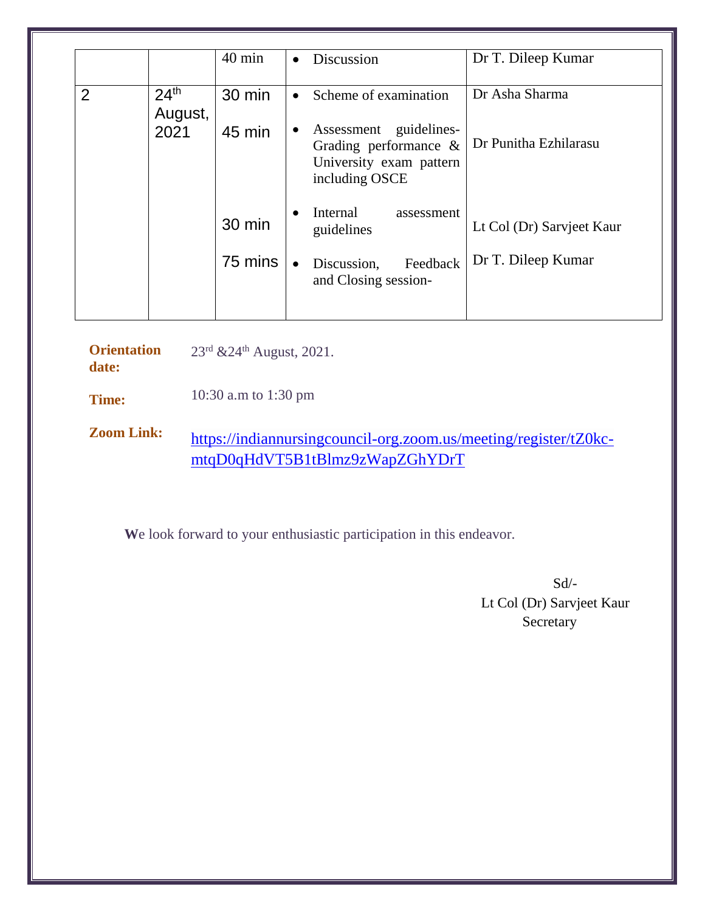| | | | | |
|---|---|---|---|---|
| | | 40 min | • Discussion | Dr T. Dileep Kumar |
| 2 | 24th August, 2021 | 30 min | • Scheme of examination | Dr Asha Sharma |
| | | 45 min | • Assessment guidelines- Grading performance & University exam pattern including OSCE | Dr Punitha Ezhilarasu |
| | | 30 min | • Internal assessment guidelines | Lt Col (Dr) Sarvjeet Kaur |
| | | 75 mins | • Discussion, Feedback and Closing session- | Dr T. Dileep Kumar |

**Orientation date:** 23rd &24th August, 2021.

**Time:** 10:30 a.m to 1:30 pm

**Zoom Link:** https://indiannursingcouncil-org.zoom.us/meeting/register/tZ0kc-mtqD0qHdVT5B1tBlmz9zWapZGhYDrT

We look forward to your enthusiastic participation in this endeavor.

Sd/-
Lt Col (Dr) Sarvjeet Kaur
Secretary